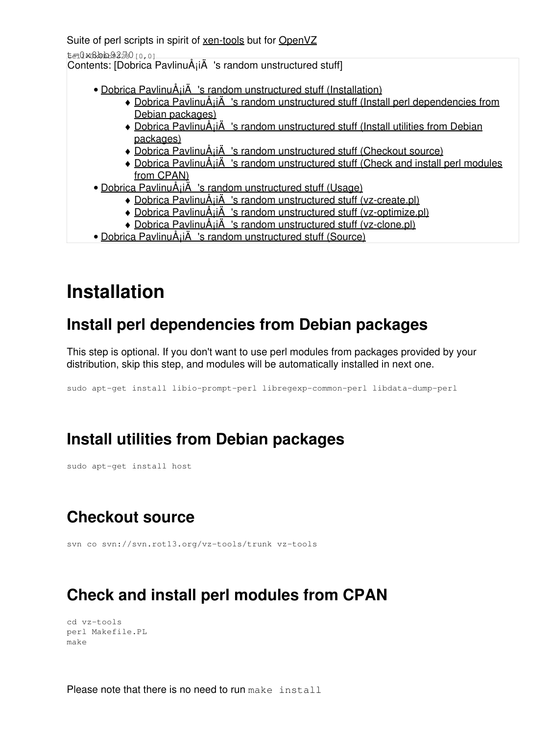Suite of perl scripts in spirit of xen-tools but for OpenVZ

t=0x8bb9270 [0,0]

Contents: [Dobrica PavlinuÅ¡iÄ 's random unstructured stuff]

- Dobrica PavlinuÅ¡iÄ 's random unstructured stuff (Installation)
  - Dobrica PavlinuÅ¡iÄ 's random unstructured stuff (Install perl dependencies from Debian packages)
  - Dobrica PavlinuÅ¡iÄ 's random unstructured stuff (Install utilities from Debian packages)
  - Dobrica PavlinuÅ¡iÄ 's random unstructured stuff (Checkout source)
  - Dobrica PavlinuÅ¡iÄ 's random unstructured stuff (Check and install perl modules from CPAN)
- Dobrica PavlinuÅ¡iÄ 's random unstructured stuff (Usage)
  - Dobrica PavlinuÅ¡iÄ 's random unstructured stuff (vz-create.pl)
  - Dobrica PavlinuÅ¡iÄ 's random unstructured stuff (vz-optimize.pl)
  - Dobrica PavlinuÅ¡iÄ 's random unstructured stuff (vz-clone.pl)
- Dobrica PavlinuÅ¡iÄ 's random unstructured stuff (Source)

# Installation

## Install perl dependencies from Debian packages

This step is optional. If you don't want to use perl modules from packages provided by your distribution, skip this step, and modules will be automatically installed in next one.

```
sudo apt-get install libio-prompt-perl libregexp-common-perl libdata-dump-perl
```

## Install utilities from Debian packages

```
sudo apt-get install host
```

## Checkout source

```
svn co svn://svn.rot13.org/vz-tools/trunk vz-tools
```

## Check and install perl modules from CPAN

```
cd vz-tools
perl Makefile.PL
make
```

Please note that there is no need to run `make install`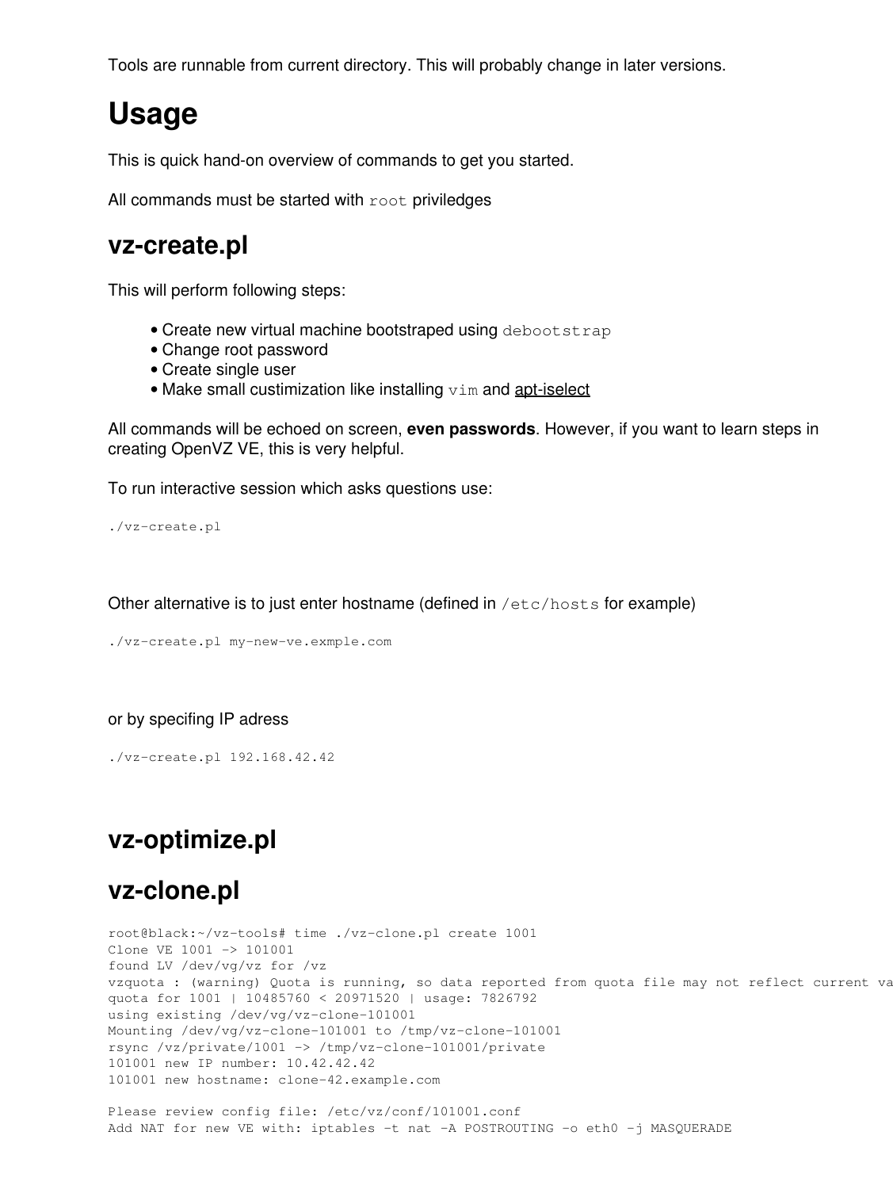Tools are runnable from current directory. This will probably change in later versions.

# Usage

This is quick hand-on overview of commands to get you started.

All commands must be started with `root` priviledges

## vz-create.pl

This will perform following steps:

- Create new virtual machine bootstraped using `debootstrap`
- Change root password
- Create single user
- Make small custimization like installing `vim` and apt-iselect

All commands will be echoed on screen, **even passwords**. However, if you want to learn steps in creating OpenVZ VE, this is very helpful.

To run interactive session which asks questions use:

```
./vz-create.pl
```

Other alternative is to just enter hostname (defined in `/etc/hosts` for example)

```
./vz-create.pl my-new-ve.exmple.com
```

or by specifing IP adress

```
./vz-create.pl 192.168.42.42
```

## vz-optimize.pl

## vz-clone.pl

```
root@black:~/vz-tools# time ./vz-clone.pl create 1001
Clone VE 1001 -> 101001
found LV /dev/vg/vz for /vz
vzquota : (warning) Quota is running, so data reported from quota file may not reflect current va
quota for 1001 | 10485760 < 20971520 | usage: 7826792
using existing /dev/vg/vz-clone-101001
Mounting /dev/vg/vz-clone-101001 to /tmp/vz-clone-101001
rsync /vz/private/1001 -> /tmp/vz-clone-101001/private
101001 new IP number: 10.42.42.42
101001 new hostname: clone-42.example.com

Please review config file: /etc/vz/conf/101001.conf
Add NAT for new VE with: iptables -t nat -A POSTROUTING -o eth0 -j MASQUERADE
```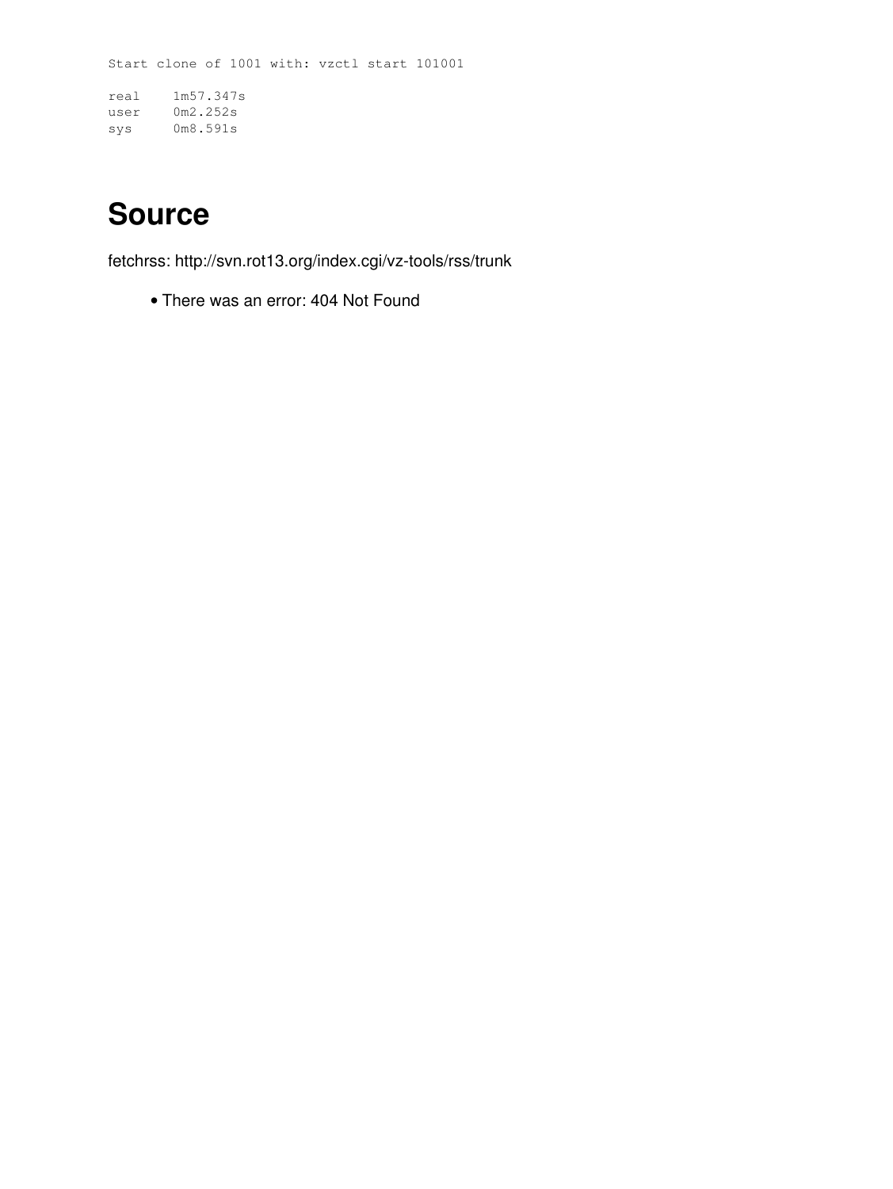```
Start clone of 1001 with: vzctl start 101001

real    1m57.347s
user    0m2.252s
sys     0m8.591s
```

# Source

fetchrss: http://svn.rot13.org/index.cgi/vz-tools/rss/trunk

- There was an error: 404 Not Found